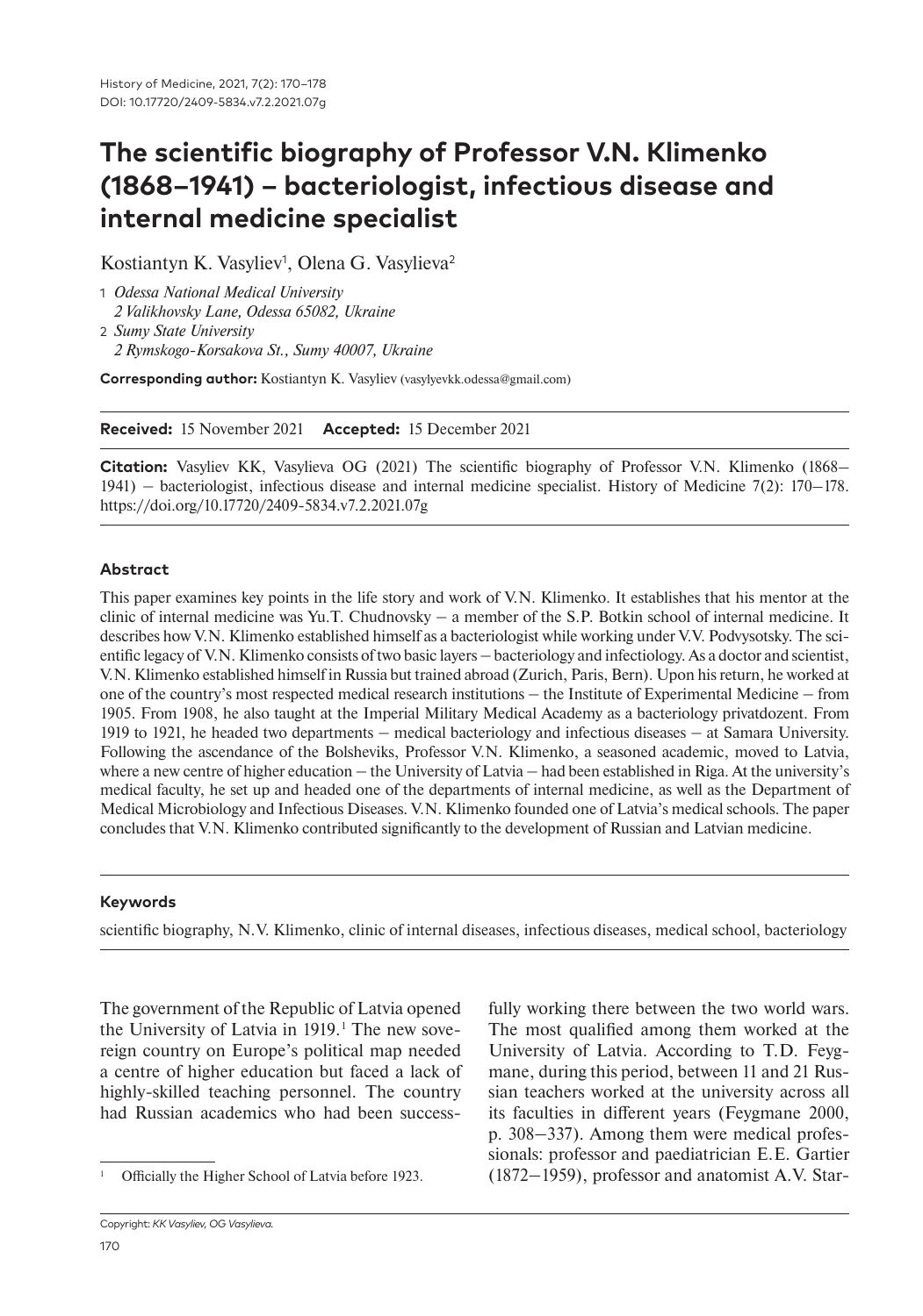# The scientific biography of Professor V.N. Klimenko (1868–1941) – bacteriologist, infectious disease and internal medicine specialist

Kostiantyn K. Vasyliev[1], Olena G. Vasylieva[2]

1 *Odessa National Medical University*
*2 Valikhovsky Lane, Odessa 65082, Ukraine*

2 *Sumy State University*
*2 Rymskogo-Korsakova St., Sumy 40007, Ukraine*

**Corresponding author:** Kostiantyn K. Vasyliev (vasylyevkk.odessa@gmail.com)

**Received:** 15 November 2021 **Accepted:** 15 December 2021

**Citation:** Vasyliev KK, Vasylieva OG (2021) The scientific biography of Professor V.N. Klimenko (1868–1941) – bacteriologist, infectious disease and internal medicine specialist. History of Medicine 7(2): 170–178. https://doi.org/10.17720/2409-5834.v7.2.2021.07g

## Abstract

This paper examines key points in the life story and work of V.N. Klimenko. It establishes that his mentor at the clinic of internal medicine was Yu.T. Chudnovsky – a member of the S.P. Botkin school of internal medicine. It describes how V.N. Klimenko established himself as a bacteriologist while working under V.V. Podvysotsky. The scientific legacy of V.N. Klimenko consists of two basic layers – bacteriology and infectiology. As a doctor and scientist, V.N. Klimenko established himself in Russia but trained abroad (Zurich, Paris, Bern). Upon his return, he worked at one of the country's most respected medical research institutions – the Institute of Experimental Medicine – from 1905. From 1908, he also taught at the Imperial Military Medical Academy as a bacteriology privatdozent. From 1919 to 1921, he headed two departments – medical bacteriology and infectious diseases – at Samara University. Following the ascendance of the Bolsheviks, Professor V.N. Klimenko, a seasoned academic, moved to Latvia, where a new centre of higher education – the University of Latvia – had been established in Riga. At the university's medical faculty, he set up and headed one of the departments of internal medicine, as well as the Department of Medical Microbiology and Infectious Diseases. V.N. Klimenko founded one of Latvia's medical schools. The paper concludes that V.N. Klimenko contributed significantly to the development of Russian and Latvian medicine.

### Keywords

scientific biography, N.V. Klimenko, clinic of internal diseases, infectious diseases, medical school, bacteriology

The government of the Republic of Latvia opened the University of Latvia in 1919.[1] The new sovereign country on Europe's political map needed a centre of higher education but faced a lack of highly-skilled teaching personnel. The country had Russian academics who had been successfully working there between the two world wars. The most qualified among them worked at the University of Latvia. According to T.D. Feygmane, during this period, between 11 and 21 Russian teachers worked at the university across all its faculties in different years (Feygmane 2000, p. 308–337). Among them were medical professionals: professor and paediatrician E.E. Gartier (1872–1959), professor and anatomist A.V. Star-

[1] Officially the Higher School of Latvia before 1923.

Copyright: *KK Vasyliev, OG Vasylieva.*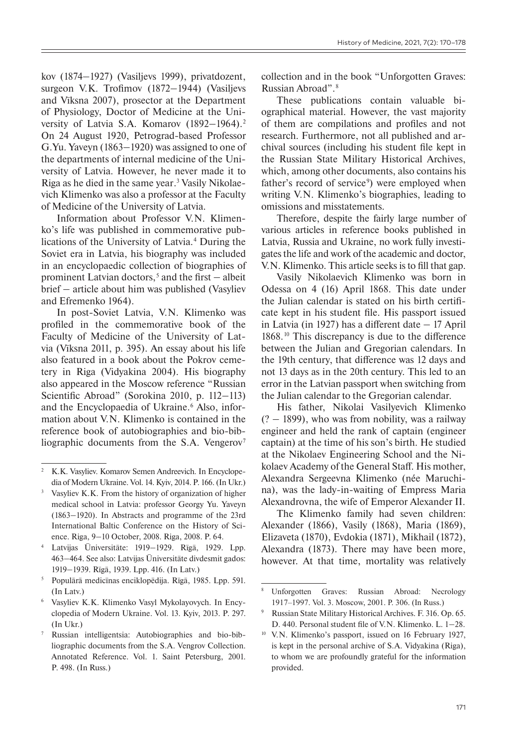kov (1874–1927) (Vasiljevs 1999), privatdozent, surgeon V.K. Trofimov (1872–1944) (Vasiljevs and Vīksna 2007), prosector at the Department of Physiology, Doctor of Medicine at the University of Latvia S.A. Komarov (1892–1964).[2] On 24 August 1920, Petrograd-based Professor G.Yu. Yaveyn (1863–1920) was assigned to one of the departments of internal medicine of the University of Latvia. However, he never made it to Riga as he died in the same year.[3] Vasily Nikolaevich Klimenko was also a professor at the Faculty of Medicine of the University of Latvia.

Information about Professor V.N. Klimenko's life was published in commemorative publications of the University of Latvia.[4] During the Soviet era in Latvia, his biography was included in an encyclopaedic collection of biographies of prominent Latvian doctors,[5] and the first – albeit brief – article about him was published (Vasyliev and Efremenko 1964).

In post-Soviet Latvia, V.N. Klimenko was profiled in the commemorative book of the Faculty of Medicine of the University of Latvia (Vīksna 2011, p. 395). An essay about his life also featured in a book about the Pokrov cemetery in Riga (Vidyakina 2004). His biography also appeared in the Moscow reference "Russian Scientific Abroad" (Sorokina 2010, p. 112–113) and the Encyclopaedia of Ukraine.[6] Also, information about V.N. Klimenko is contained in the reference book of autobiographies and bio-bibliographic documents from the S.A. Vengerov[7] collection and in the book "Unforgotten Graves: Russian Abroad".[8]

These publications contain valuable biographical material. However, the vast majority of them are compilations and profiles and not research. Furthermore, not all published and archival sources (including his student file kept in the Russian State Military Historical Archives, which, among other documents, also contains his father's record of service[9]) were employed when writing V.N. Klimenko's biographies, leading to omissions and misstatements.

Therefore, despite the fairly large number of various articles in reference books published in Latvia, Russia and Ukraine, no work fully investigates the life and work of the academic and doctor, V.N. Klimenko. This article seeks is to fill that gap.

Vasily Nikolaevich Klimenko was born in Odessa on 4 (16) April 1868. This date under the Julian calendar is stated on his birth certificate kept in his student file. His passport issued in Latvia (in 1927) has a different date – 17 April 1868.[10] This discrepancy is due to the difference between the Julian and Gregorian calendars. In the 19th century, that difference was 12 days and not 13 days as in the 20th century. This led to an error in the Latvian passport when switching from the Julian calendar to the Gregorian calendar.

His father, Nikolai Vasilyevich Klimenko (? – 1899), who was from nobility, was a railway engineer and held the rank of captain (engineer captain) at the time of his son's birth. He studied at the Nikolaev Engineering School and the Nikolaev Academy of the General Staff. His mother, Alexandra Sergeevna Klimenko (née Maruchina), was the lady-in-waiting of Empress Maria Alexandrovna, the wife of Emperor Alexander II.

The Klimenko family had seven children: Alexander (1866), Vasily (1868), Maria (1869), Elizaveta (1870), Evdokia (1871), Mikhail (1872), Alexandra (1873). There may have been more, however. At that time, mortality was relatively

---

[2] K.K. Vasyliev. Komarov Semen Andreevich. In Encyclopedia of Modern Ukraine. Vol. 14. Kyiv, 2014. P. 166. (In Ukr.)

[3] Vasyliev K.K. From the history of organization of higher medical school in Latvia: professor Georgy Yu. Yaveyn (1863–1920). In Abstracts and programme of the 23rd International Baltic Conference on the History of Science. Riga, 9–10 October, 2008. Riga, 2008. P. 64.

[4] Latvijas Ūniversitāte: 1919–1929. Rīgā, 1929. Lpp. 463–464. See also: Latvijas Ūniversitāte divdesmit gados: 1919–1939. Rīgā, 1939. Lpp. 416. (In Latv.)

[5] Populārā medicīnas enciklopēdija. Rīgā, 1985. Lpp. 591. (In Latv.)

[6] Vasyliev K.K. Klimenko Vasyl Mykolayovych. In Encyclopedia of Modern Ukraine. Vol. 13. Kyiv, 2013. P. 297. (In Ukr.)

[7] Russian intelligentsia: Autobiographies and bio-bibliographic documents from the S.A. Vengrov Collection. Annotated Reference. Vol. 1. Saint Petersburg, 2001. P. 498. (In Russ.)

[8] Unforgotten Graves: Russian Abroad: Necrology 1917–1997. Vol. 3. Moscow, 2001. P. 306. (In Russ.)

[9] Russian State Military Historical Archives. F. 316. Op. 65. D. 440. Personal student file of V.N. Klimenko. L. 1–28.

[10] V.N. Klimenko's passport, issued on 16 February 1927, is kept in the personal archive of S.A. Vidyakina (Riga), to whom we are profoundly grateful for the information provided.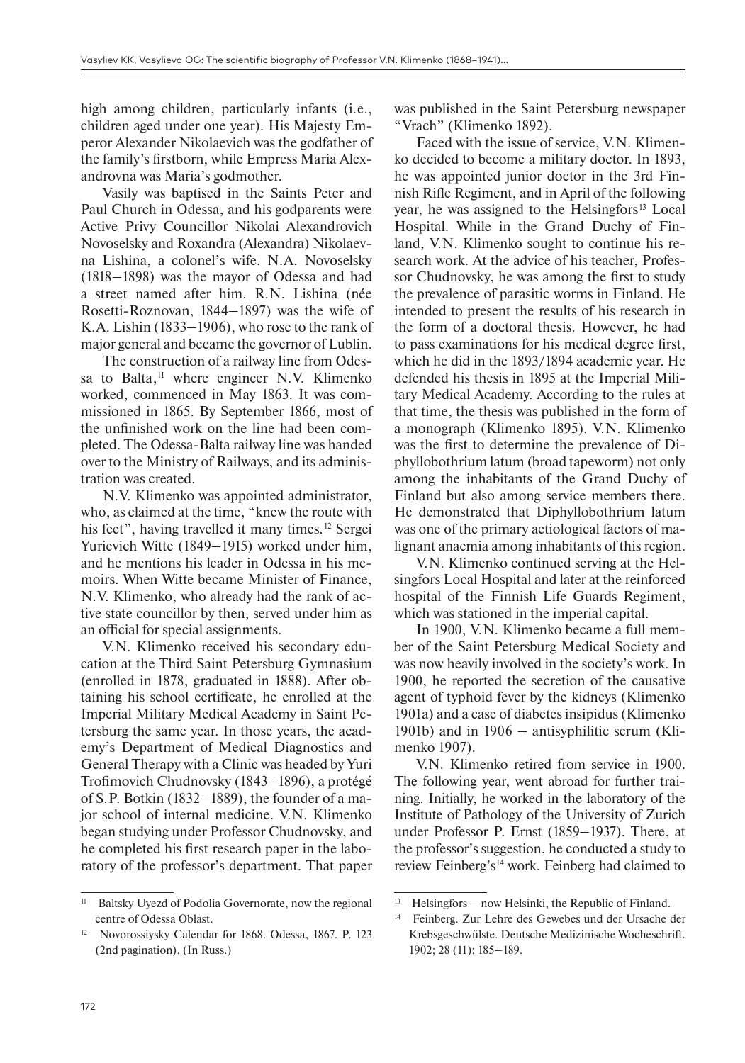high among children, particularly infants (i.e., children aged under one year). His Majesty Emperor Alexander Nikolaevich was the godfather of the family's firstborn, while Empress Maria Alexandrovna was Maria's godmother.

Vasily was baptised in the Saints Peter and Paul Church in Odessa, and his godparents were Active Privy Councillor Nikolai Alexandrovich Novoselsky and Roxandra (Alexandra) Nikolaevna Lishina, a colonel's wife. N.A. Novoselsky (1818–1898) was the mayor of Odessa and had a street named after him. R.N. Lishina (née Rosetti-Roznovan, 1844–1897) was the wife of K.A. Lishin (1833–1906), who rose to the rank of major general and became the governor of Lublin.

The construction of a railway line from Odessa to Balta,[11] where engineer N.V. Klimenko worked, commenced in May 1863. It was commissioned in 1865. By September 1866, most of the unfinished work on the line had been completed. The Odessa-Balta railway line was handed over to the Ministry of Railways, and its administration was created.

N.V. Klimenko was appointed administrator, who, as claimed at the time, "knew the route with his feet", having travelled it many times.[12] Sergei Yurievich Witte (1849–1915) worked under him, and he mentions his leader in Odessa in his memoirs. When Witte became Minister of Finance, N.V. Klimenko, who already had the rank of active state councillor by then, served under him as an official for special assignments.

V.N. Klimenko received his secondary education at the Third Saint Petersburg Gymnasium (enrolled in 1878, graduated in 1888). After obtaining his school certificate, he enrolled at the Imperial Military Medical Academy in Saint Petersburg the same year. In those years, the academy's Department of Medical Diagnostics and General Therapy with a Clinic was headed by Yuri Trofimovich Chudnovsky (1843–1896), a protégé of S.P. Botkin (1832–1889), the founder of a major school of internal medicine. V.N. Klimenko began studying under Professor Chudnovsky, and he completed his first research paper in the laboratory of the professor's department. That paper was published in the Saint Petersburg newspaper "Vrach" (Klimenko 1892).

Faced with the issue of service, V.N. Klimenko decided to become a military doctor. In 1893, he was appointed junior doctor in the 3rd Finnish Rifle Regiment, and in April of the following year, he was assigned to the Helsingfors[13] Local Hospital. While in the Grand Duchy of Finland, V.N. Klimenko sought to continue his research work. At the advice of his teacher, Professor Chudnovsky, he was among the first to study the prevalence of parasitic worms in Finland. He intended to present the results of his research in the form of a doctoral thesis. However, he had to pass examinations for his medical degree first, which he did in the 1893/1894 academic year. He defended his thesis in 1895 at the Imperial Military Medical Academy. According to the rules at that time, the thesis was published in the form of a monograph (Klimenko 1895). V.N. Klimenko was the first to determine the prevalence of Diphyllobothrium latum (broad tapeworm) not only among the inhabitants of the Grand Duchy of Finland but also among service members there. He demonstrated that Diphyllobothrium latum was one of the primary aetiological factors of malignant anaemia among inhabitants of this region.

V.N. Klimenko continued serving at the Helsingfors Local Hospital and later at the reinforced hospital of the Finnish Life Guards Regiment, which was stationed in the imperial capital.

In 1900, V.N. Klimenko became a full member of the Saint Petersburg Medical Society and was now heavily involved in the society's work. In 1900, he reported the secretion of the causative agent of typhoid fever by the kidneys (Klimenko 1901a) and a case of diabetes insipidus (Klimenko 1901b) and in 1906 – antisyphilitic serum (Klimenko 1907).

V.N. Klimenko retired from service in 1900. The following year, went abroad for further training. Initially, he worked in the laboratory of the Institute of Pathology of the University of Zurich under Professor P. Ernst (1859–1937). There, at the professor's suggestion, he conducted a study to review Feinberg's[14] work. Feinberg had claimed to

---

[11] Baltsky Uyezd of Podolia Governorate, now the regional centre of Odessa Oblast.

[12] Novorossiysky Calendar for 1868. Odessa, 1867. P. 123 (2nd pagination). (In Russ.)

[13] Helsingfors – now Helsinki, the Republic of Finland.

[14] Feinberg. Zur Lehre des Gewebes und der Ursache der Krebsgeschwülste. Deutsche Medizinische Wocheschrift. 1902; 28 (11): 185–189.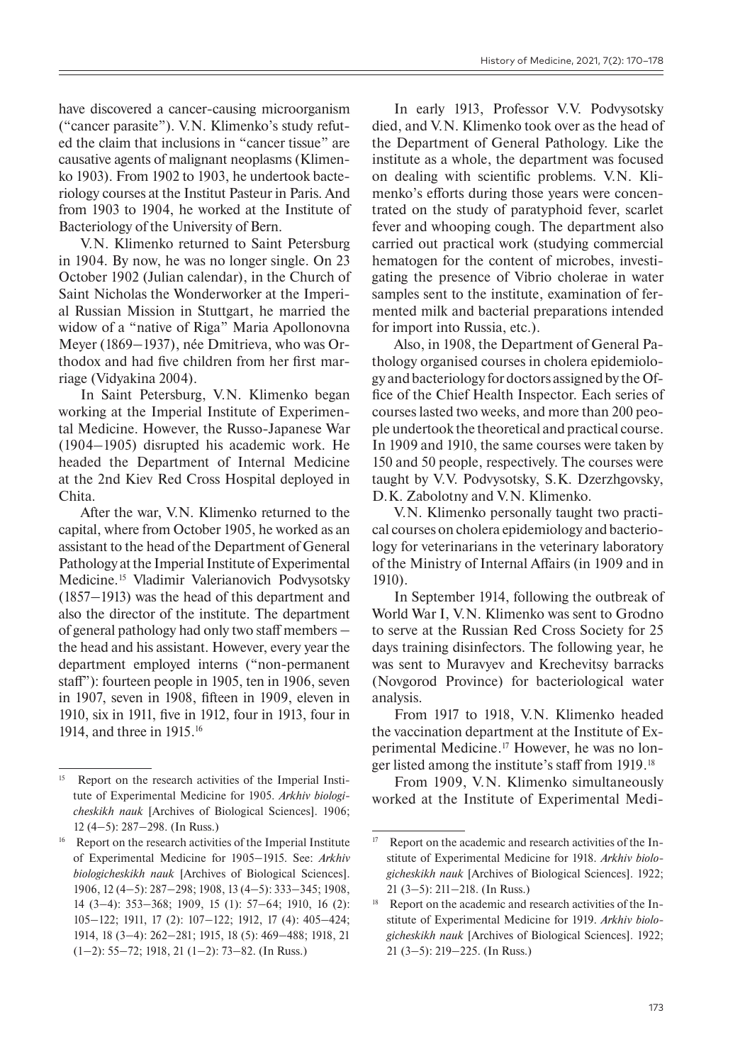have discovered a cancer-causing microorganism ("cancer parasite"). V.N. Klimenko's study refuted the claim that inclusions in "cancer tissue" are causative agents of malignant neoplasms (Klimenko 1903). From 1902 to 1903, he undertook bacteriology courses at the Institut Pasteur in Paris. And from 1903 to 1904, he worked at the Institute of Bacteriology of the University of Bern.

V.N. Klimenko returned to Saint Petersburg in 1904. By now, he was no longer single. On 23 October 1902 (Julian calendar), in the Church of Saint Nicholas the Wonderworker at the Imperial Russian Mission in Stuttgart, he married the widow of a "native of Riga" Maria Apollonovna Meyer (1869–1937), née Dmitrieva, who was Orthodox and had five children from her first marriage (Vidyakina 2004).

In Saint Petersburg, V.N. Klimenko began working at the Imperial Institute of Experimental Medicine. However, the Russo-Japanese War (1904–1905) disrupted his academic work. He headed the Department of Internal Medicine at the 2nd Kiev Red Cross Hospital deployed in Chita.

After the war, V.N. Klimenko returned to the capital, where from October 1905, he worked as an assistant to the head of the Department of General Pathology at the Imperial Institute of Experimental Medicine.[15] Vladimir Valerianovich Podvysotsky (1857–1913) was the head of this department and also the director of the institute. The department of general pathology had only two staff members – the head and his assistant. However, every year the department employed interns ("non-permanent staff"): fourteen people in 1905, ten in 1906, seven in 1907, seven in 1908, fifteen in 1909, eleven in 1910, six in 1911, five in 1912, four in 1913, four in 1914, and three in 1915.[16]

In early 1913, Professor V.V. Podvysotsky died, and V.N. Klimenko took over as the head of the Department of General Pathology. Like the institute as a whole, the department was focused on dealing with scientific problems. V.N. Klimenko's efforts during those years were concentrated on the study of paratyphoid fever, scarlet fever and whooping cough. The department also carried out practical work (studying commercial hematogen for the content of microbes, investigating the presence of Vibrio cholerae in water samples sent to the institute, examination of fermented milk and bacterial preparations intended for import into Russia, etc.).

Also, in 1908, the Department of General Pathology organised courses in cholera epidemiology and bacteriology for doctors assigned by the Office of the Chief Health Inspector. Each series of courses lasted two weeks, and more than 200 people undertook the theoretical and practical course. In 1909 and 1910, the same courses were taken by 150 and 50 people, respectively. The courses were taught by V.V. Podvysotsky, S.K. Dzerzhgovsky, D.K. Zabolotny and V.N. Klimenko.

V.N. Klimenko personally taught two practical courses on cholera epidemiology and bacteriology for veterinarians in the veterinary laboratory of the Ministry of Internal Affairs (in 1909 and in 1910).

In September 1914, following the outbreak of World War I, V.N. Klimenko was sent to Grodno to serve at the Russian Red Cross Society for 25 days training disinfectors. The following year, he was sent to Muravyev and Krechevitsy barracks (Novgorod Province) for bacteriological water analysis.

From 1917 to 1918, V.N. Klimenko headed the vaccination department at the Institute of Experimental Medicine.[17] However, he was no longer listed among the institute's staff from 1919.[18]

From 1909, V.N. Klimenko simultaneously worked at the Institute of Experimental Medi-

---

[15] Report on the research activities of the Imperial Institute of Experimental Medicine for 1905. *Arkhiv biologicheskikh nauk* [Archives of Biological Sciences]. 1906; 12 (4–5): 287–298. (In Russ.)

[16] Report on the research activities of the Imperial Institute of Experimental Medicine for 1905–1915. See: *Arkhiv biologicheskikh nauk* [Archives of Biological Sciences]. 1906, 12 (4–5): 287–298; 1908, 13 (4–5): 333–345; 1908, 14 (3–4): 353–368; 1909, 15 (1): 57–64; 1910, 16 (2): 105–122; 1911, 17 (2): 107–122; 1912, 17 (4): 405–424; 1914, 18 (3–4): 262–281; 1915, 18 (5): 469–488; 1918, 21 (1–2): 55–72; 1918, 21 (1–2): 73–82. (In Russ.)

[17] Report on the academic and research activities of the Institute of Experimental Medicine for 1918. *Arkhiv biologicheskikh nauk* [Archives of Biological Sciences]. 1922; 21 (3–5): 211–218. (In Russ.)

[18] Report on the academic and research activities of the Institute of Experimental Medicine for 1919. *Arkhiv biologicheskikh nauk* [Archives of Biological Sciences]. 1922; 21 (3–5): 219–225. (In Russ.)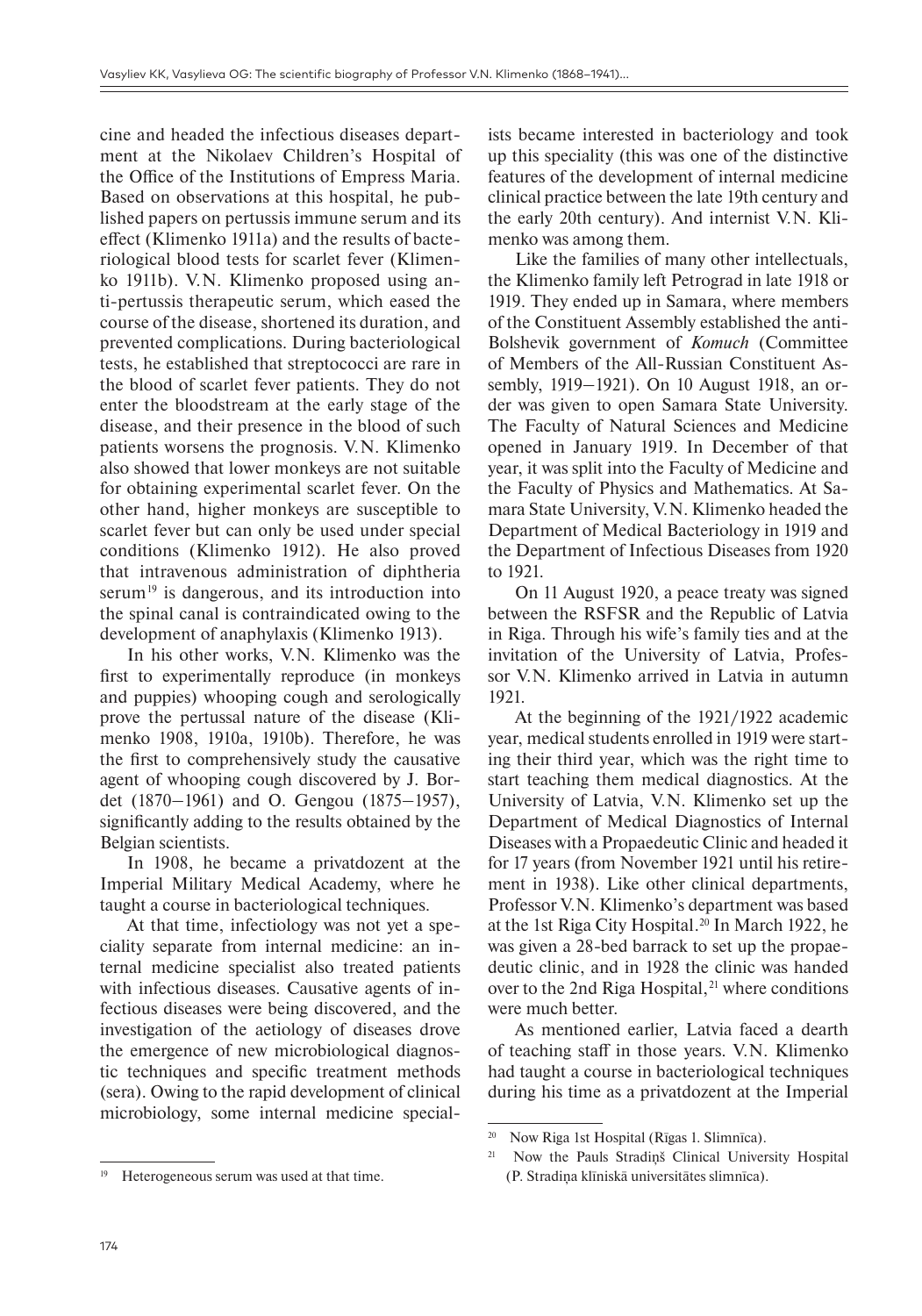cine and headed the infectious diseases department at the Nikolaev Children's Hospital of the Office of the Institutions of Empress Maria. Based on observations at this hospital, he published papers on pertussis immune serum and its effect (Klimenko 1911a) and the results of bacteriological blood tests for scarlet fever (Klimenko 1911b). V.N. Klimenko proposed using anti-pertussis therapeutic serum, which eased the course of the disease, shortened its duration, and prevented complications. During bacteriological tests, he established that streptococci are rare in the blood of scarlet fever patients. They do not enter the bloodstream at the early stage of the disease, and their presence in the blood of such patients worsens the prognosis. V.N. Klimenko also showed that lower monkeys are not suitable for obtaining experimental scarlet fever. On the other hand, higher monkeys are susceptible to scarlet fever but can only be used under special conditions (Klimenko 1912). He also proved that intravenous administration of diphtheria serum[19] is dangerous, and its introduction into the spinal canal is contraindicated owing to the development of anaphylaxis (Klimenko 1913).

In his other works, V.N. Klimenko was the first to experimentally reproduce (in monkeys and puppies) whooping cough and serologically prove the pertussal nature of the disease (Klimenko 1908, 1910a, 1910b). Therefore, he was the first to comprehensively study the causative agent of whooping cough discovered by J. Bordet (1870–1961) and O. Gengou (1875–1957), significantly adding to the results obtained by the Belgian scientists.

In 1908, he became a privatdozent at the Imperial Military Medical Academy, where he taught a course in bacteriological techniques.

At that time, infectiology was not yet a speciality separate from internal medicine: an internal medicine specialist also treated patients with infectious diseases. Causative agents of infectious diseases were being discovered, and the investigation of the aetiology of diseases drove the emergence of new microbiological diagnostic techniques and specific treatment methods (sera). Owing to the rapid development of clinical microbiology, some internal medicine specialists became interested in bacteriology and took up this speciality (this was one of the distinctive features of the development of internal medicine clinical practice between the late 19th century and the early 20th century). And internist V.N. Klimenko was among them.

Like the families of many other intellectuals, the Klimenko family left Petrograd in late 1918 or 1919. They ended up in Samara, where members of the Constituent Assembly established the anti-Bolshevik government of *Komuch* (Committee of Members of the All-Russian Constituent Assembly, 1919–1921). On 10 August 1918, an order was given to open Samara State University. The Faculty of Natural Sciences and Medicine opened in January 1919. In December of that year, it was split into the Faculty of Medicine and the Faculty of Physics and Mathematics. At Samara State University, V.N. Klimenko headed the Department of Medical Bacteriology in 1919 and the Department of Infectious Diseases from 1920 to 1921.

On 11 August 1920, a peace treaty was signed between the RSFSR and the Republic of Latvia in Riga. Through his wife's family ties and at the invitation of the University of Latvia, Professor V.N. Klimenko arrived in Latvia in autumn 1921.

At the beginning of the 1921/1922 academic year, medical students enrolled in 1919 were starting their third year, which was the right time to start teaching them medical diagnostics. At the University of Latvia, V.N. Klimenko set up the Department of Medical Diagnostics of Internal Diseases with a Propaedeutic Clinic and headed it for 17 years (from November 1921 until his retirement in 1938). Like other clinical departments, Professor V.N. Klimenko's department was based at the 1st Riga City Hospital.[20] In March 1922, he was given a 28-bed barrack to set up the propaedeutic clinic, and in 1928 the clinic was handed over to the 2nd Riga Hospital,[21] where conditions were much better.

As mentioned earlier, Latvia faced a dearth of teaching staff in those years. V.N. Klimenko had taught a course in bacteriological techniques during his time as a privatdozent at the Imperial

---

[19] Heterogeneous serum was used at that time.

[20] Now Riga 1st Hospital (Rīgas 1. Slimnīca).

[21] Now the Pauls Stradiņš Clinical University Hospital (P. Stradiņa klīniskā universitātes slimnīca).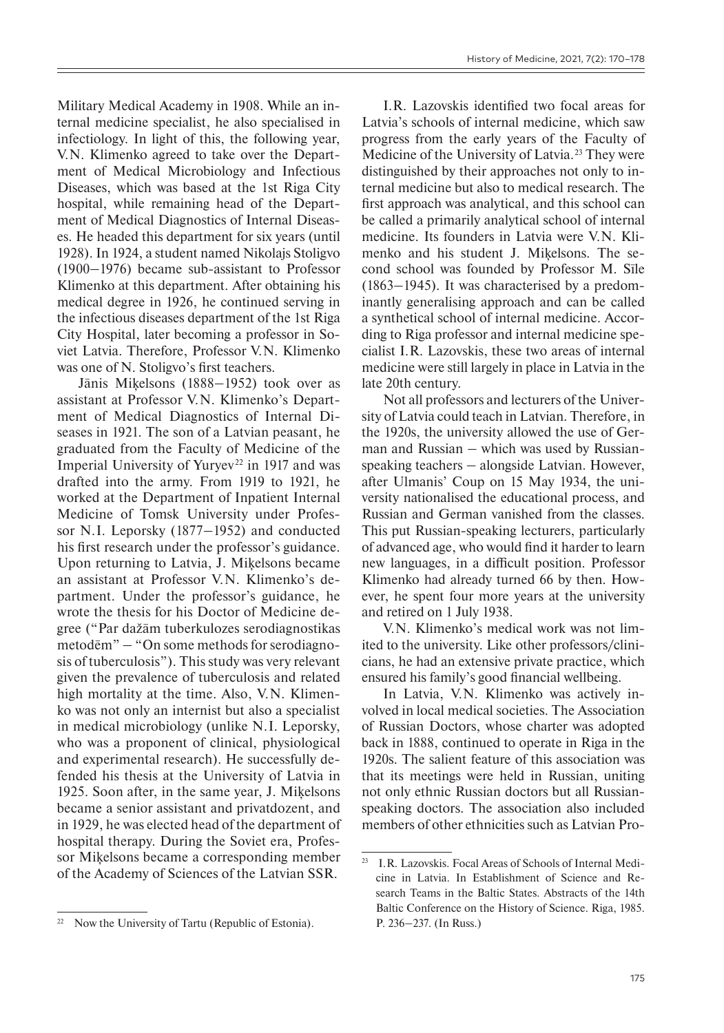Military Medical Academy in 1908. While an internal medicine specialist, he also specialised in infectiology. In light of this, the following year, V.N. Klimenko agreed to take over the Department of Medical Microbiology and Infectious Diseases, which was based at the 1st Riga City hospital, while remaining head of the Department of Medical Diagnostics of Internal Diseases. He headed this department for six years (until 1928). In 1924, a student named Nikolajs Stoligvo (1900–1976) became sub-assistant to Professor Klimenko at this department. After obtaining his medical degree in 1926, he continued serving in the infectious diseases department of the 1st Riga City Hospital, later becoming a professor in Soviet Latvia. Therefore, Professor V.N. Klimenko was one of N. Stoligvo's first teachers.

Jānis Miķelsons (1888–1952) took over as assistant at Professor V.N. Klimenko's Department of Medical Diagnostics of Internal Diseases in 1921. The son of a Latvian peasant, he graduated from the Faculty of Medicine of the Imperial University of Yuryev[22] in 1917 and was drafted into the army. From 1919 to 1921, he worked at the Department of Inpatient Internal Medicine of Tomsk University under Professor N.I. Leporsky (1877–1952) and conducted his first research under the professor's guidance. Upon returning to Latvia, J. Miķelsons became an assistant at Professor V.N. Klimenko's department. Under the professor's guidance, he wrote the thesis for his Doctor of Medicine degree ("Par dažām tuberkulozes serodiagnostikas metodēm" – "On some methods for serodiagnosis of tuberculosis"). This study was very relevant given the prevalence of tuberculosis and related high mortality at the time. Also, V.N. Klimenko was not only an internist but also a specialist in medical microbiology (unlike N.I. Leporsky, who was a proponent of clinical, physiological and experimental research). He successfully defended his thesis at the University of Latvia in 1925. Soon after, in the same year, J. Miķelsons became a senior assistant and privatdozent, and in 1929, he was elected head of the department of hospital therapy. During the Soviet era, Professor Miķelsons became a corresponding member of the Academy of Sciences of the Latvian SSR.

I.R. Lazovskis identified two focal areas for Latvia's schools of internal medicine, which saw progress from the early years of the Faculty of Medicine of the University of Latvia.[23] They were distinguished by their approaches not only to internal medicine but also to medical research. The first approach was analytical, and this school can be called a primarily analytical school of internal medicine. Its founders in Latvia were V.N. Klimenko and his student J. Miķelsons. The second school was founded by Professor M. Sīle (1863–1945). It was characterised by a predominantly generalising approach and can be called a synthetical school of internal medicine. According to Riga professor and internal medicine specialist I.R. Lazovskis, these two areas of internal medicine were still largely in place in Latvia in the late 20th century.

Not all professors and lecturers of the University of Latvia could teach in Latvian. Therefore, in the 1920s, the university allowed the use of German and Russian – which was used by Russian-speaking teachers – alongside Latvian. However, after Ulmanis' Coup on 15 May 1934, the university nationalised the educational process, and Russian and German vanished from the classes. This put Russian-speaking lecturers, particularly of advanced age, who would find it harder to learn new languages, in a difficult position. Professor Klimenko had already turned 66 by then. However, he spent four more years at the university and retired on 1 July 1938.

V.N. Klimenko's medical work was not limited to the university. Like other professors/clinicians, he had an extensive private practice, which ensured his family's good financial wellbeing.

In Latvia, V.N. Klimenko was actively involved in local medical societies. The Association of Russian Doctors, whose charter was adopted back in 1888, continued to operate in Riga in the 1920s. The salient feature of this association was that its meetings were held in Russian, uniting not only ethnic Russian doctors but all Russian-speaking doctors. The association also included members of other ethnicities such as Latvian Pro-

---

[22] Now the University of Tartu (Republic of Estonia).

[23] I.R. Lazovskis. Focal Areas of Schools of Internal Medicine in Latvia. In Establishment of Science and Research Teams in the Baltic States. Abstracts of the 14th Baltic Conference on the History of Science. Riga, 1985. P. 236–237. (In Russ.)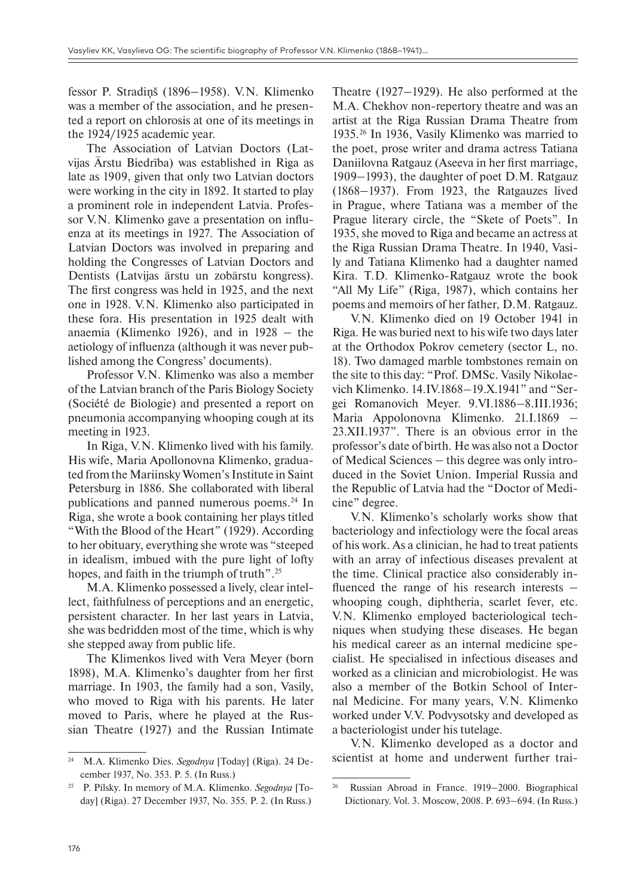fessor P. Stradiņš (1896–1958). V.N. Klimenko was a member of the association, and he presented a report on chlorosis at one of its meetings in the 1924/1925 academic year.

The Association of Latvian Doctors (Latvijas Ārstu Biedrība) was established in Riga as late as 1909, given that only two Latvian doctors were working in the city in 1892. It started to play a prominent role in independent Latvia. Professor V.N. Klimenko gave a presentation on influenza at its meetings in 1927. The Association of Latvian Doctors was involved in preparing and holding the Congresses of Latvian Doctors and Dentists (Latvijas ārstu un zobārstu kongress). The first congress was held in 1925, and the next one in 1928. V.N. Klimenko also participated in these fora. His presentation in 1925 dealt with anaemia (Klimenko 1926), and in 1928 – the aetiology of influenza (although it was never published among the Congress' documents).

Professor V.N. Klimenko was also a member of the Latvian branch of the Paris Biology Society (Société de Biologie) and presented a report on pneumonia accompanying whooping cough at its meeting in 1923.

In Riga, V.N. Klimenko lived with his family. His wife, Maria Apollonovna Klimenko, graduated from the Mariinsky Women's Institute in Saint Petersburg in 1886. She collaborated with liberal publications and panned numerous poems.[24] In Riga, she wrote a book containing her plays titled "With the Blood of the Heart" (1929). According to her obituary, everything she wrote was "steeped in idealism, imbued with the pure light of lofty hopes, and faith in the triumph of truth".[25]

M.A. Klimenko possessed a lively, clear intellect, faithfulness of perceptions and an energetic, persistent character. In her last years in Latvia, she was bedridden most of the time, which is why she stepped away from public life.

The Klimenkos lived with Vera Meyer (born 1898), M.A. Klimenko's daughter from her first marriage. In 1903, the family had a son, Vasily, who moved to Riga with his parents. He later moved to Paris, where he played at the Russian Theatre (1927) and the Russian Intimate Theatre (1927–1929). He also performed at the M.A. Chekhov non-repertory theatre and was an artist at the Riga Russian Drama Theatre from 1935.[26] In 1936, Vasily Klimenko was married to the poet, prose writer and drama actress Tatiana Daniilovna Ratgauz (Aseeva in her first marriage, 1909–1993), the daughter of poet D.M. Ratgauz (1868–1937). From 1923, the Ratgauzes lived in Prague, where Tatiana was a member of the Prague literary circle, the "Skete of Poets". In 1935, she moved to Riga and became an actress at the Riga Russian Drama Theatre. In 1940, Vasily and Tatiana Klimenko had a daughter named Kira. T.D. Klimenko-Ratgauz wrote the book "All My Life" (Riga, 1987), which contains her poems and memoirs of her father, D.M. Ratgauz.

V.N. Klimenko died on 19 October 1941 in Riga. He was buried next to his wife two days later at the Orthodox Pokrov cemetery (sector L, no. 18). Two damaged marble tombstones remain on the site to this day: "Prof. DMSc. Vasily Nikolaevich Klimenko. 14.IV.1868–19.X.1941" and "Sergei Romanovich Meyer. 9.VI.1886–8.III.1936; Maria Appolonovna Klimenko. 21.I.1869 – 23.XII.1937". There is an obvious error in the professor's date of birth. He was also not a Doctor of Medical Sciences – this degree was only introduced in the Soviet Union. Imperial Russia and the Republic of Latvia had the "Doctor of Medicine" degree.

V.N. Klimenko's scholarly works show that bacteriology and infectiology were the focal areas of his work. As a clinician, he had to treat patients with an array of infectious diseases prevalent at the time. Clinical practice also considerably influenced the range of his research interests – whooping cough, diphtheria, scarlet fever, etc. V.N. Klimenko employed bacteriological techniques when studying these diseases. He began his medical career as an internal medicine specialist. He specialised in infectious diseases and worked as a clinician and microbiologist. He was also a member of the Botkin School of Internal Medicine. For many years, V.N. Klimenko worked under V.V. Podvysotsky and developed as a bacteriologist under his tutelage.

V.N. Klimenko developed as a doctor and scientist at home and underwent further trai-

---

[24] M.A. Klimenko Dies. *Segodnya* [Today] (Riga). 24 December 1937, No. 353. P. 5. (In Russ.)

[25] P. Pilsky. In memory of M.A. Klimenko. *Segodnya* [Today] (Riga). 27 December 1937, No. 355. P. 2. (In Russ.)

[26] Russian Abroad in France. 1919–2000. Biographical Dictionary. Vol. 3. Moscow, 2008. P. 693–694. (In Russ.)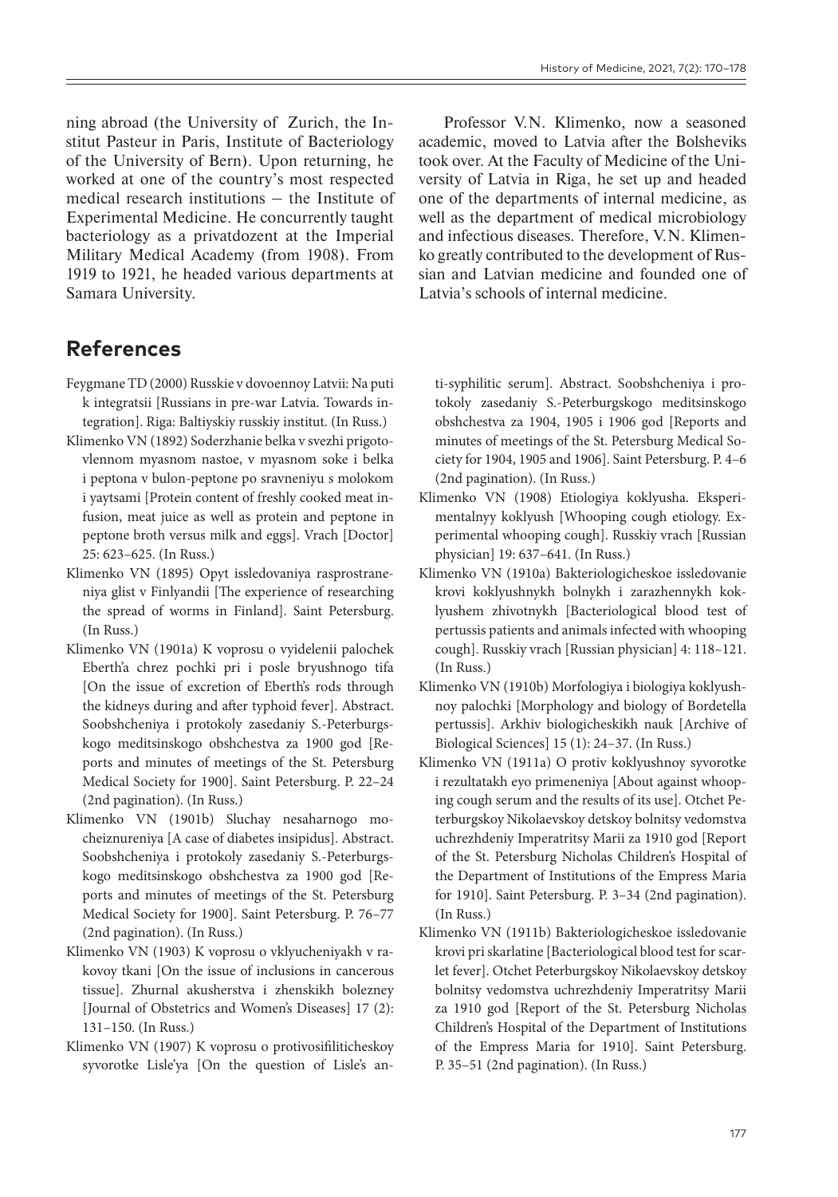ning abroad (the University of Zurich, the Institut Pasteur in Paris, Institute of Bacteriology of the University of Bern). Upon returning, he worked at one of the country's most respected medical research institutions – the Institute of Experimental Medicine. He concurrently taught bacteriology as a privatdozent at the Imperial Military Medical Academy (from 1908). From 1919 to 1921, he headed various departments at Samara University.

Professor V.N. Klimenko, now a seasoned academic, moved to Latvia after the Bolsheviks took over. At the Faculty of Medicine of the University of Latvia in Riga, he set up and headed one of the departments of internal medicine, as well as the department of medical microbiology and infectious diseases. Therefore, V.N. Klimenko greatly contributed to the development of Russian and Latvian medicine and founded one of Latvia's schools of internal medicine.

## References

Feygmane TD (2000) Russkie v dovoennoy Latvii: Na puti k integratsii [Russians in pre-war Latvia. Towards integration]. Riga: Baltiyskiy russkiy institut. (In Russ.)

Klimenko VN (1892) Soderzhanie belka v svezhi prigotovlennom myasnom nastoe, v myasnom soke i belka i peptona v bulon-peptone po sravneniyu s molokom i yaytsami [Protein content of freshly cooked meat infusion, meat juice as well as protein and peptone in peptone broth versus milk and eggs]. Vrach [Doctor] 25: 623–625. (In Russ.)

Klimenko VN (1895) Opyt issledovaniya rasprostraneniya glist v Finlyandii [The experience of researching the spread of worms in Finland]. Saint Petersburg. (In Russ.)

Klimenko VN (1901a) K voprosu o vyidelenii palochek Eberth'a chrez pochki pri i posle bryushnogo tifa [On the issue of excretion of Eberth's rods through the kidneys during and after typhoid fever]. Abstract. Soobshcheniya i protokoly zasedaniy S.-Peterburgskogo meditsinskogo obshchestva za 1900 god [Reports and minutes of meetings of the St. Petersburg Medical Society for 1900]. Saint Petersburg. P. 22–24 (2nd pagination). (In Russ.)

Klimenko VN (1901b) Sluchay nesaharnogo mocheiznureniya [A case of diabetes insipidus]. Abstract. Soobshcheniya i protokoly zasedaniy S.-Peterburgskogo meditsinskogo obshchestva za 1900 god [Reports and minutes of meetings of the St. Petersburg Medical Society for 1900]. Saint Petersburg. P. 76–77 (2nd pagination). (In Russ.)

Klimenko VN (1903) K voprosu o vklyucheniyakh v rakovoy tkani [On the issue of inclusions in cancerous tissue]. Zhurnal akusherstva i zhenskikh bolezney [Journal of Obstetrics and Women's Diseases] 17 (2): 131–150. (In Russ.)

Klimenko VN (1907) K voprosu o protivosifiliticheskoy syvorotke Lisle'ya [On the question of Lisle's anti-syphilitic serum]. Abstract. Soobshcheniya i protokoly zasedaniy S.-Peterburgskogo meditsinskogo obshchestva za 1904, 1905 i 1906 god [Reports and minutes of meetings of the St. Petersburg Medical Society for 1904, 1905 and 1906]. Saint Petersburg. P. 4–6 (2nd pagination). (In Russ.)

Klimenko VN (1908) Etiologiya koklyusha. Eksperimentalnyy koklyush [Whooping cough etiology. Experimental whooping cough]. Russkiy vrach [Russian physician] 19: 637–641. (In Russ.)

Klimenko VN (1910a) Bakteriologicheskoe issledovanie krovi koklyushnykh bolnykh i zarazhennykh koklyushem zhivotnykh [Bacteriological blood test of pertussis patients and animals infected with whooping cough]. Russkiy vrach [Russian physician] 4: 118–121. (In Russ.)

Klimenko VN (1910b) Morfologiya i biologiya koklyushnoy palochki [Morphology and biology of Bordetella pertussis]. Arkhiv biologicheskikh nauk [Archive of Biological Sciences] 15 (1): 24–37. (In Russ.)

Klimenko VN (1911a) O protiv koklyushnoy syvorotke i rezultatakh eyo primeneniya [About against whooping cough serum and the results of its use]. Otchet Peterburgskoy Nikolaevskoy detskoy bolnitsy vedomstva uchrezhdeniy Imperatritsy Marii za 1910 god [Report of the St. Petersburg Nicholas Children's Hospital of the Department of Institutions of the Empress Maria for 1910]. Saint Petersburg. P. 3–34 (2nd pagination). (In Russ.)

Klimenko VN (1911b) Bakteriologicheskoe issledovanie krovi pri skarlatine [Bacteriological blood test for scarlet fever]. Otchet Peterburgskoy Nikolaevskoy detskoy bolnitsy vedomstva uchrezhdeniy Imperatritsy Marii za 1910 god [Report of the St. Petersburg Nicholas Children's Hospital of the Department of Institutions of the Empress Maria for 1910]. Saint Petersburg. P. 35–51 (2nd pagination). (In Russ.)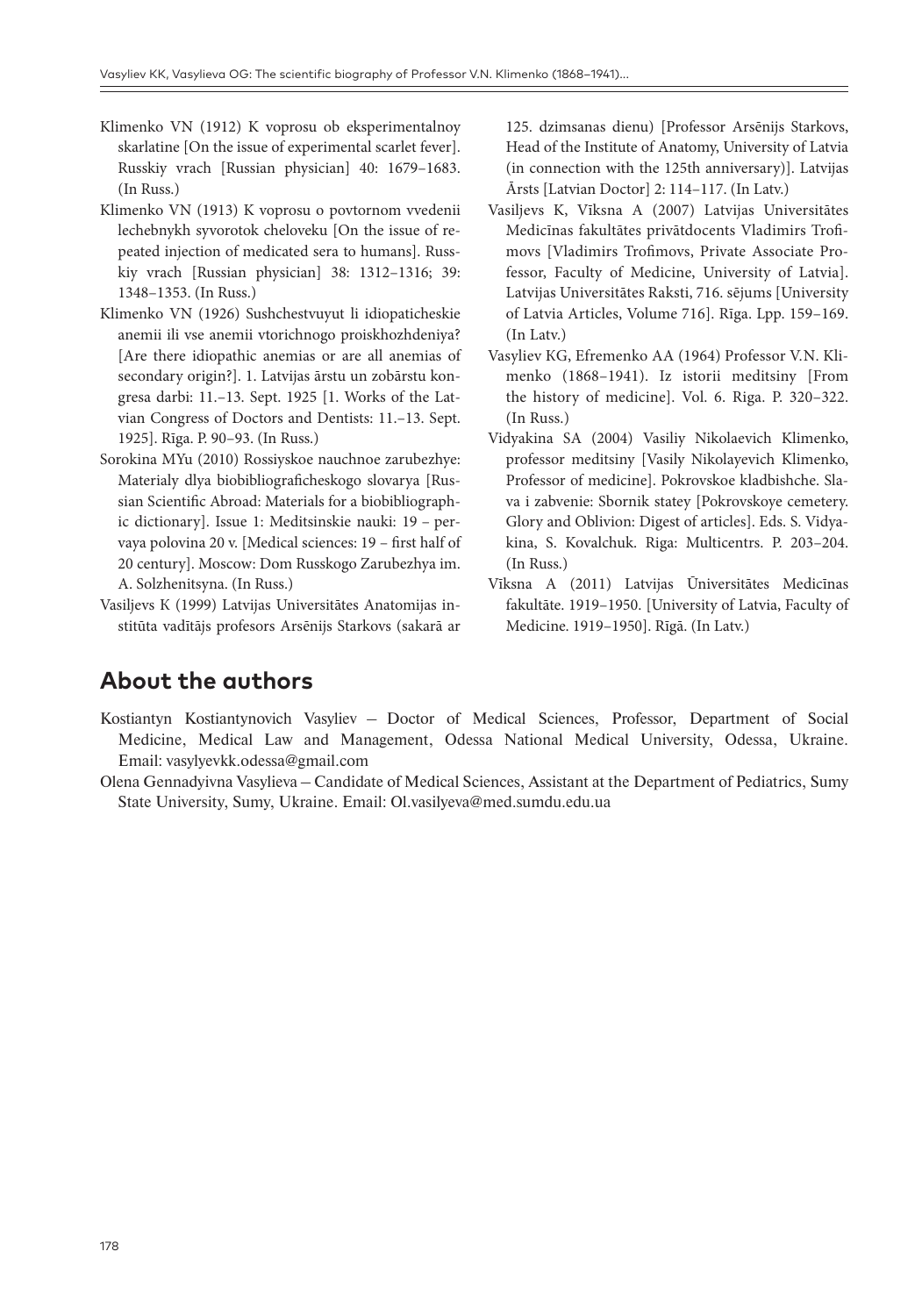Klimenko VN (1912) K voprosu ob eksperimentalnoy skarlatine [On the issue of experimental scarlet fever]. Russkiy vrach [Russian physician] 40: 1679–1683. (In Russ.)

Klimenko VN (1913) K voprosu o povtornom vvedenii lechebnykh syvorotok cheloveku [On the issue of repeated injection of medicated sera to humans]. Russkiy vrach [Russian physician] 38: 1312–1316; 39: 1348–1353. (In Russ.)

Klimenko VN (1926) Sushchestvuyut li idiopaticheskie anemii ili vse anemii vtorichnogo proiskhozhdeniya? [Are there idiopathic anemias or are all anemias of secondary origin?]. 1. Latvijas ārstu un zobārstu kongresa darbi: 11.–13. Sept. 1925 [1. Works of the Latvian Congress of Doctors and Dentists: 11.–13. Sept. 1925]. Rīga. P. 90–93. (In Russ.)

Sorokina MYu (2010) Rossiyskoe nauchnoe zarubezhye: Materialy dlya biobibliograficheskogo slovarya [Russian Scientific Abroad: Materials for a biobibliographic dictionary]. Issue 1: Meditsinskie nauki: 19 – pervaya polovina 20 v. [Medical sciences: 19 – first half of 20 century]. Moscow: Dom Russkogo Zarubezhya im. A. Solzhenitsyna. (In Russ.)

Vasiljevs K (1999) Latvijas Universitātes Anatomijas institūta vadītājs profesors Arsēnijs Starkovs (sakarā ar 125. dzimsanas dienu) [Professor Arsēnijs Starkovs, Head of the Institute of Anatomy, University of Latvia (in connection with the 125th anniversary)]. Latvijas Ārsts [Latvian Doctor] 2: 114–117. (In Latv.)

Vasiljevs K, Vīksna A (2007) Latvijas Universitātes Medicīnas fakultātes privātdocents Vladimirs Trofimovs [Vladimirs Trofimovs, Private Associate Professor, Faculty of Medicine, University of Latvia]. Latvijas Universitātes Raksti, 716. sējums [University of Latvia Articles, Volume 716]. Rīga. Lpp. 159–169. (In Latv.)

Vasyliev KG, Efremenko AA (1964) Professor V.N. Klimenko (1868–1941). Iz istorii meditsiny [From the history of medicine]. Vol. 6. Riga. P. 320–322. (In Russ.)

Vidyakina SA (2004) Vasiliy Nikolaevich Klimenko, professor meditsiny [Vasily Nikolayevich Klimenko, Professor of medicine]. Pokrovskoe kladbishche. Slava i zabvenie: Sbornik statey [Pokrovskoye cemetery. Glory and Oblivion: Digest of articles]. Eds. S. Vidyakina, S. Kovalchuk. Riga: Multicentrs. P. 203–204. (In Russ.)

Vīksna A (2011) Latvijas Ūniversitātes Medicīnas fakultāte. 1919–1950. [University of Latvia, Faculty of Medicine. 1919–1950]. Rīgā. (In Latv.)

## About the authors

Kostiantyn Kostiantynovich Vasyliev – Doctor of Medical Sciences, Professor, Department of Social Medicine, Medical Law and Management, Odessa National Medical University, Odessa, Ukraine. Email: vasylyevkk.odessa@gmail.com

Olena Gennadyivna Vasylieva – Candidate of Medical Sciences, Assistant at the Department of Pediatrics, Sumy State University, Sumy, Ukraine. Email: Ol.vasilyeva@med.sumdu.edu.ua